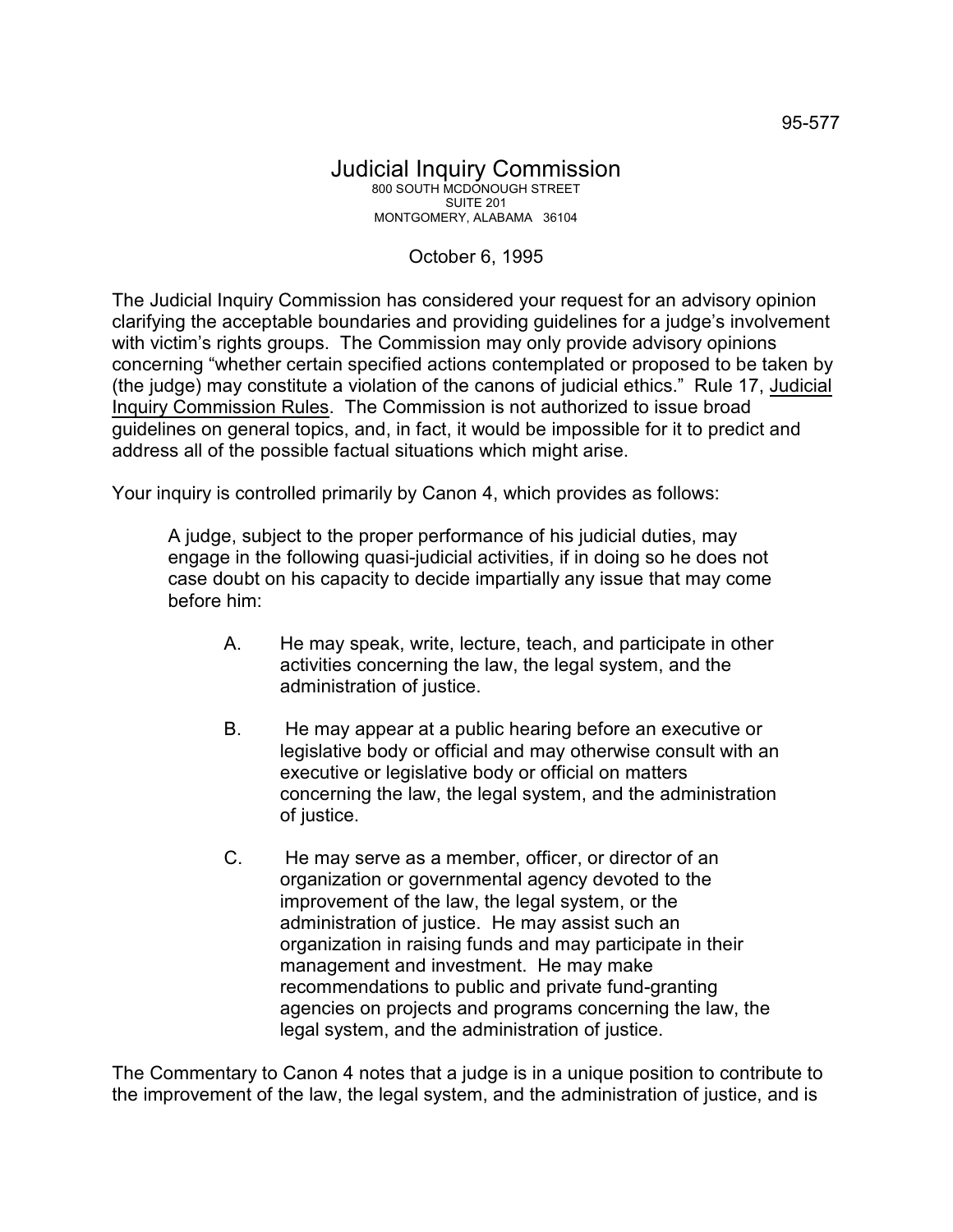95-577

# Judicial Inquiry Commission

800 SOUTH MCDONOUGH STREET
SUITE 201
MONTGOMERY, ALABAMA 36104

October 6, 1995

The Judicial Inquiry Commission has considered your request for an advisory opinion clarifying the acceptable boundaries and providing guidelines for a judge's involvement with victim's rights groups. The Commission may only provide advisory opinions concerning "whether certain specified actions contemplated or proposed to be taken by (the judge) may constitute a violation of the canons of judicial ethics." Rule 17, Judicial Inquiry Commission Rules. The Commission is not authorized to issue broad guidelines on general topics, and, in fact, it would be impossible for it to predict and address all of the possible factual situations which might arise.

Your inquiry is controlled primarily by Canon 4, which provides as follows:

> A judge, subject to the proper performance of his judicial duties, may engage in the following quasi-judicial activities, if in doing so he does not case doubt on his capacity to decide impartially any issue that may come before him:
>
> A. He may speak, write, lecture, teach, and participate in other activities concerning the law, the legal system, and the administration of justice.
>
> B. He may appear at a public hearing before an executive or legislative body or official and may otherwise consult with an executive or legislative body or official on matters concerning the law, the legal system, and the administration of justice.
>
> C. He may serve as a member, officer, or director of an organization or governmental agency devoted to the improvement of the law, the legal system, or the administration of justice. He may assist such an organization in raising funds and may participate in their management and investment. He may make recommendations to public and private fund-granting agencies on projects and programs concerning the law, the legal system, and the administration of justice.

The Commentary to Canon 4 notes that a judge is in a unique position to contribute to the improvement of the law, the legal system, and the administration of justice, and is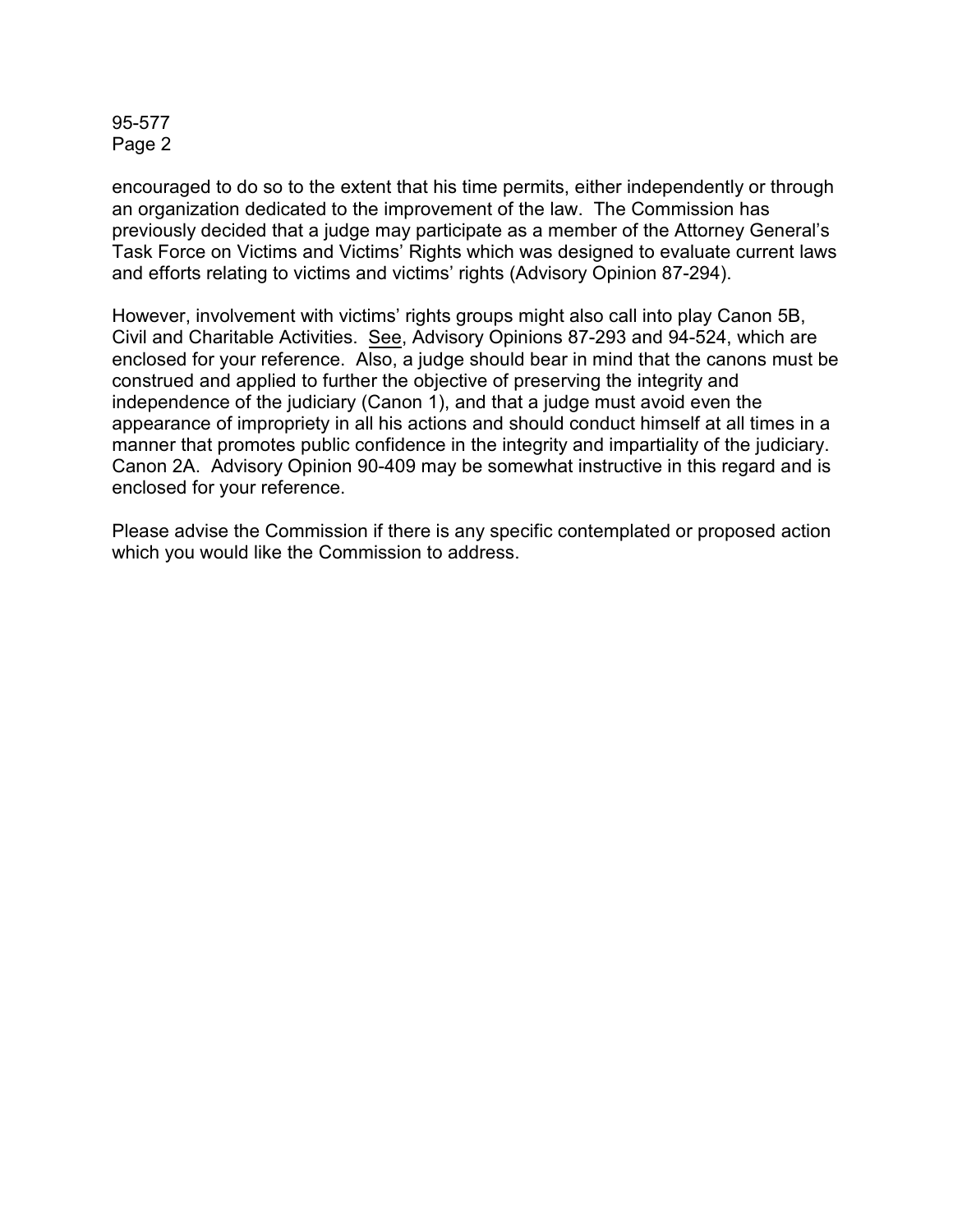encouraged to do so to the extent that his time permits, either independently or through an organization dedicated to the improvement of the law. The Commission has previously decided that a judge may participate as a member of the Attorney General's Task Force on Victims and Victims' Rights which was designed to evaluate current laws and efforts relating to victims and victims' rights (Advisory Opinion 87-294).

However, involvement with victims' rights groups might also call into play Canon 5B, Civil and Charitable Activities. See, Advisory Opinions 87-293 and 94-524, which are enclosed for your reference. Also, a judge should bear in mind that the canons must be construed and applied to further the objective of preserving the integrity and independence of the judiciary (Canon 1), and that a judge must avoid even the appearance of impropriety in all his actions and should conduct himself at all times in a manner that promotes public confidence in the integrity and impartiality of the judiciary. Canon 2A. Advisory Opinion 90-409 may be somewhat instructive in this regard and is enclosed for your reference.

Please advise the Commission if there is any specific contemplated or proposed action which you would like the Commission to address.